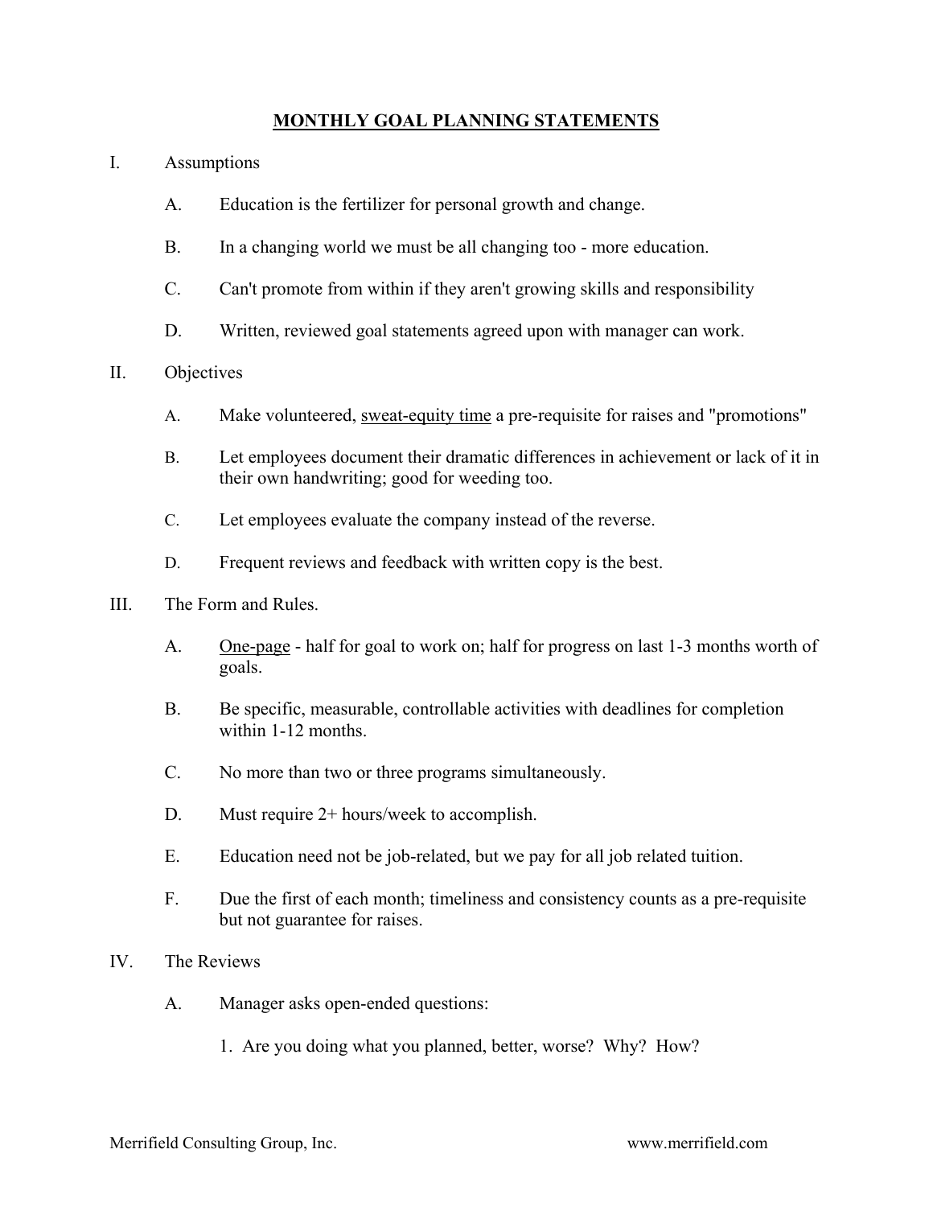# MONTHLY GOAL PLANNING STATEMENTS

I. Assumptions

A. Education is the fertilizer for personal growth and change.

B. In a changing world we must be all changing too - more education.

C. Can't promote from within if they aren't growing skills and responsibility

D. Written, reviewed goal statements agreed upon with manager can work.

II. Objectives

A. Make volunteered, <u>sweat-equity time</u> a pre-requisite for raises and "promotions"

B. Let employees document their dramatic differences in achievement or lack of it in their own handwriting; good for weeding too.

C. Let employees evaluate the company instead of the reverse.

D. Frequent reviews and feedback with written copy is the best.

III. The Form and Rules.

A. <u>One-page</u> - half for goal to work on; half for progress on last 1-3 months worth of goals.

B. Be specific, measurable, controllable activities with deadlines for completion within 1-12 months.

C. No more than two or three programs simultaneously.

D. Must require 2+ hours/week to accomplish.

E. Education need not be job-related, but we pay for all job related tuition.

F. Due the first of each month; timeliness and consistency counts as a pre-requisite but not guarantee for raises.

IV. The Reviews

A. Manager asks open-ended questions:

1. Are you doing what you planned, better, worse? Why? How?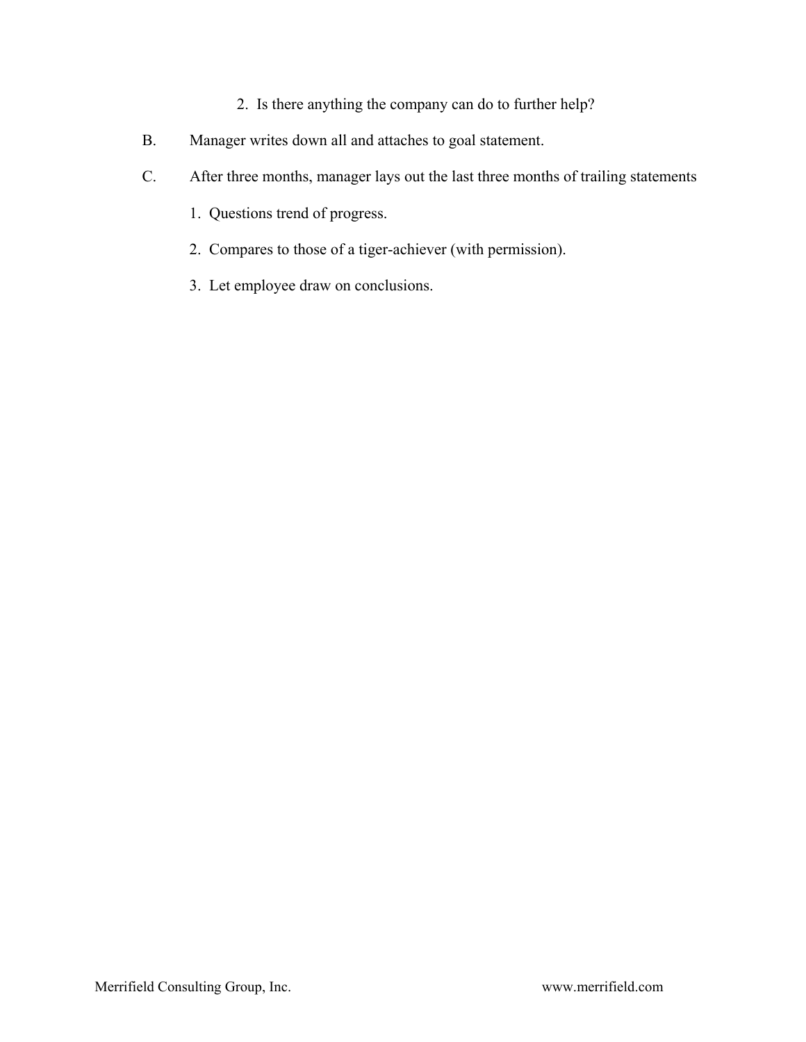2. Is there anything the company can do to further help?

B. Manager writes down all and attaches to goal statement.

C. After three months, manager lays out the last three months of trailing statements

   1. Questions trend of progress.
   2. Compares to those of a tiger-achiever (with permission).
   3. Let employee draw on conclusions.